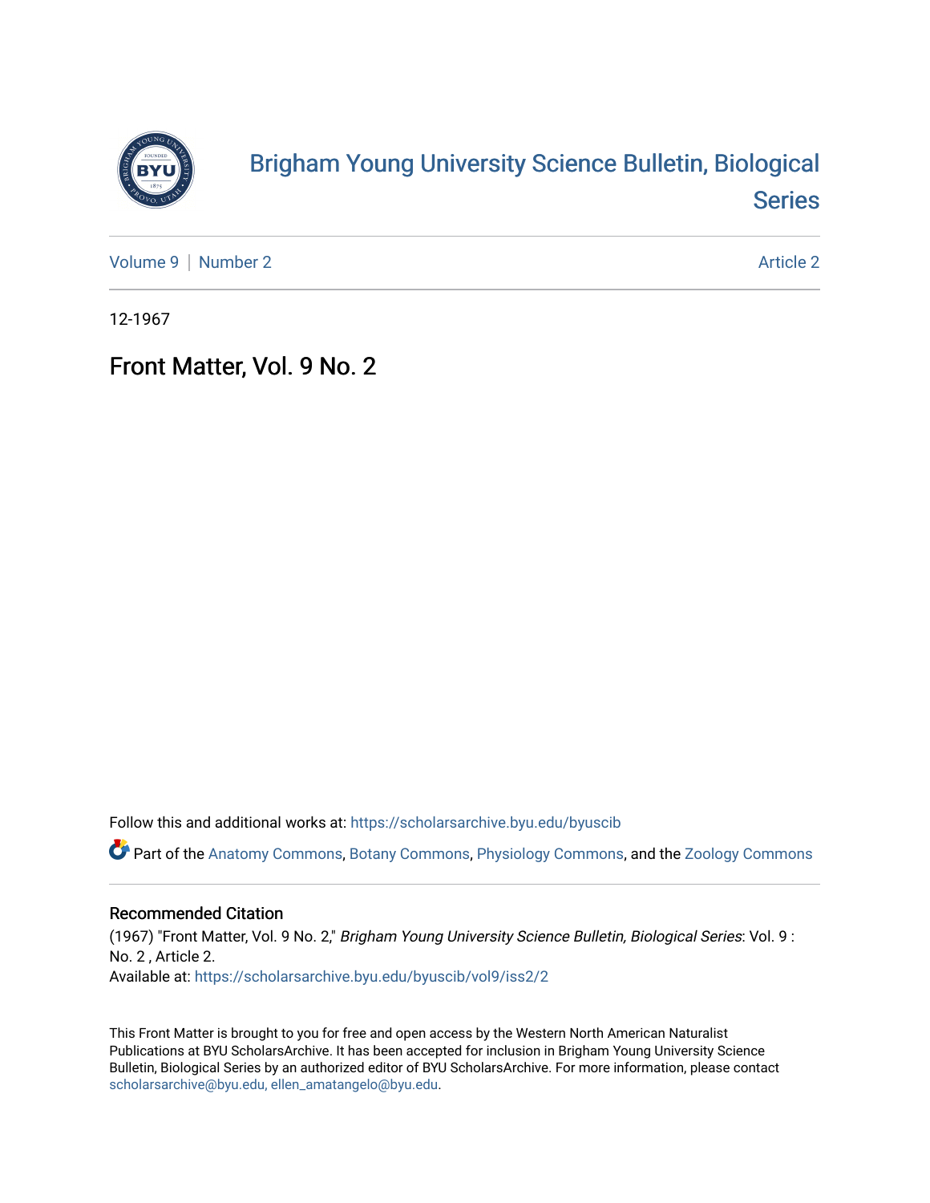# Brigham Young University Science Bulletin, Biological Series

Volume 9 | Number 2 Article 2

12-1967

## Front Matter, Vol. 9 No. 2

Follow this and additional works at: https://scholarsarchive.byu.edu/byuscib

Part of the Anatomy Commons, Botany Commons, Physiology Commons, and the Zoology Commons

### Recommended Citation

(1967) "Front Matter, Vol. 9 No. 2," *Brigham Young University Science Bulletin, Biological Series*: Vol. 9 : No. 2 , Article 2.
Available at: https://scholarsarchive.byu.edu/byuscib/vol9/iss2/2

This Front Matter is brought to you for free and open access by the Western North American Naturalist Publications at BYU ScholarsArchive. It has been accepted for inclusion in Brigham Young University Science Bulletin, Biological Series by an authorized editor of BYU ScholarsArchive. For more information, please contact scholarsarchive@byu.edu, ellen_amatangelo@byu.edu.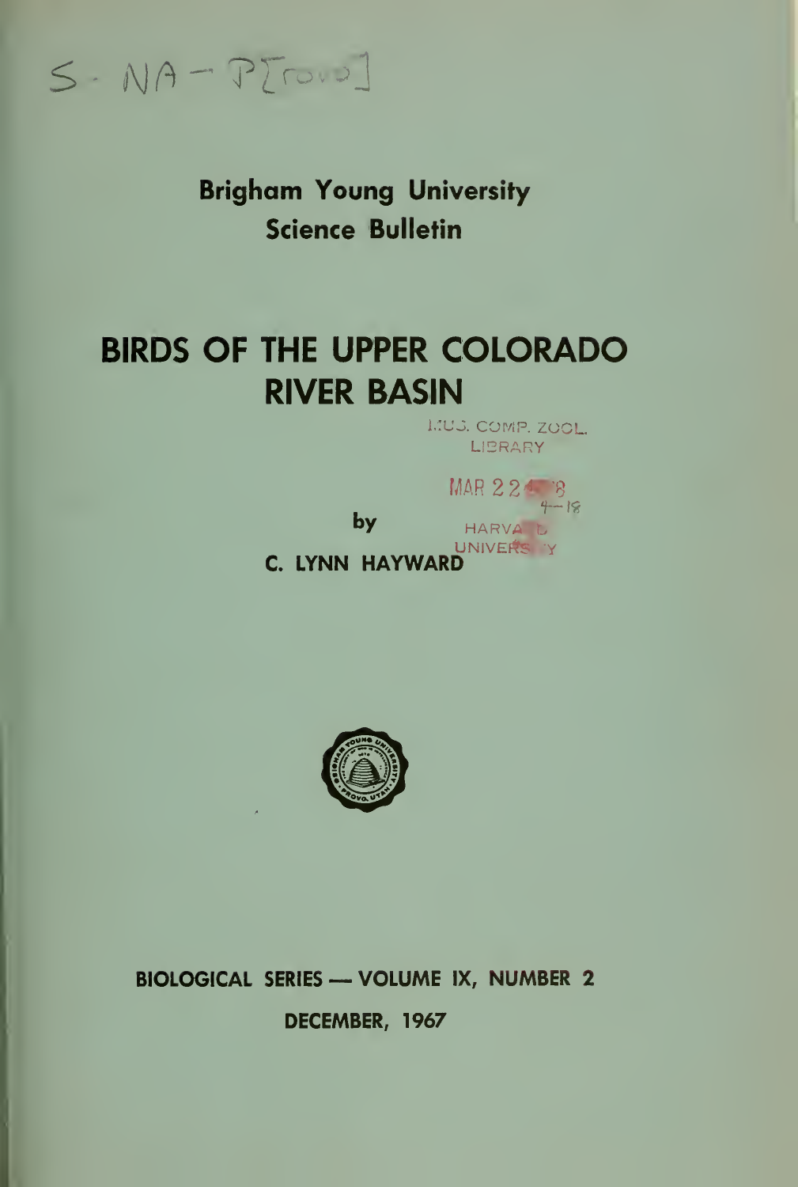S - NA - P[rovo]

**Brigham Young University**
**Science Bulletin**

# BIRDS OF THE UPPER COLORADO RIVER BASIN

MUS. COMP. ZOOL.
LIBRARY

MAR 22 1968

HARVARD
UNIVERSITY

by

**C. LYNN HAYWARD**

**BIOLOGICAL SERIES — VOLUME IX, NUMBER 2**

**DECEMBER, 1967**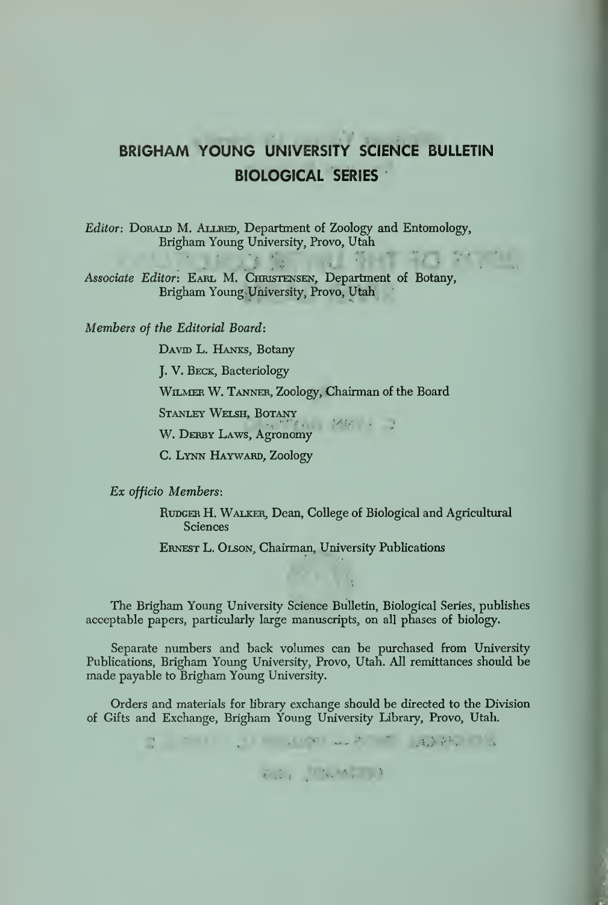# BRIGHAM YOUNG UNIVERSITY SCIENCE BULLETIN
## BIOLOGICAL SERIES

*Editor*: Dorald M. Allred, Department of Zoology and Entomology, Brigham Young University, Provo, Utah

*Associate Editor*: Earl M. Christensen, Department of Botany, Brigham Young University, Provo, Utah

*Members of the Editorial Board*:

David L. Hanks, Botany

J. V. Beck, Bacteriology

Wilmer W. Tanner, Zoology, Chairman of the Board

Stanley Welsh, Botany

W. Derby Laws, Agronomy

C. Lynn Hayward, Zoology

*Ex officio Members*:

Rudger H. Walker, Dean, College of Biological and Agricultural Sciences

Ernest L. Olson, Chairman, University Publications

The Brigham Young University Science Bulletin, Biological Series, publishes acceptable papers, particularly large manuscripts, on all phases of biology.

Separate numbers and back volumes can be purchased from University Publications, Brigham Young University, Provo, Utah. All remittances should be made payable to Brigham Young University.

Orders and materials for library exchange should be directed to the Division of Gifts and Exchange, Brigham Young University Library, Provo, Utah.